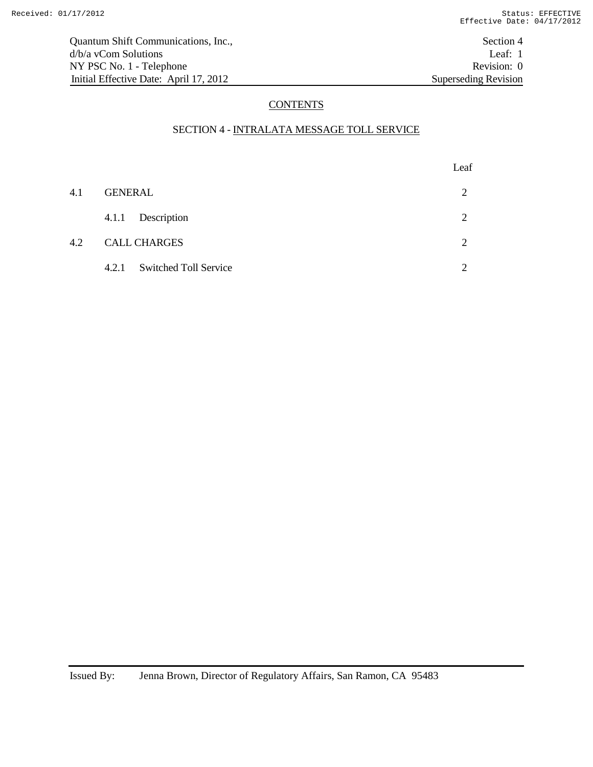# CONTENTS

## SECTION 4 - INTRALATA MESSAGE TOLL SERVICE

| | | Leaf |
|---|---|---|
| 4.1 | GENERAL | 2 |
| | 4.1.1 Description | 2 |
| 4.2 | CALL CHARGES | 2 |
| | 4.2.1 Switched Toll Service | 2 |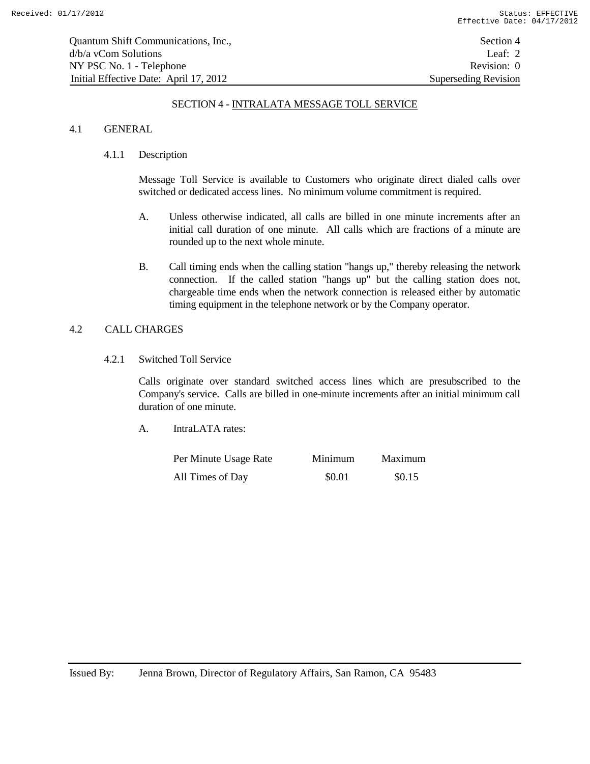## SECTION 4 - INTRALATA MESSAGE TOLL SERVICE

### 4.1 GENERAL

#### 4.1.1 Description

Message Toll Service is available to Customers who originate direct dialed calls over switched or dedicated access lines. No minimum volume commitment is required.

A. Unless otherwise indicated, all calls are billed in one minute increments after an initial call duration of one minute. All calls which are fractions of a minute are rounded up to the next whole minute.

B. Call timing ends when the calling station "hangs up," thereby releasing the network connection. If the called station "hangs up" but the calling station does not, chargeable time ends when the network connection is released either by automatic timing equipment in the telephone network or by the Company operator.

### 4.2 CALL CHARGES

#### 4.2.1 Switched Toll Service

Calls originate over standard switched access lines which are presubscribed to the Company's service. Calls are billed in one-minute increments after an initial minimum call duration of one minute.

A. IntraLATA rates:

| Per Minute Usage Rate | Minimum | Maximum |
|---|---|---|
| All Times of Day | $0.01 | $0.15 |